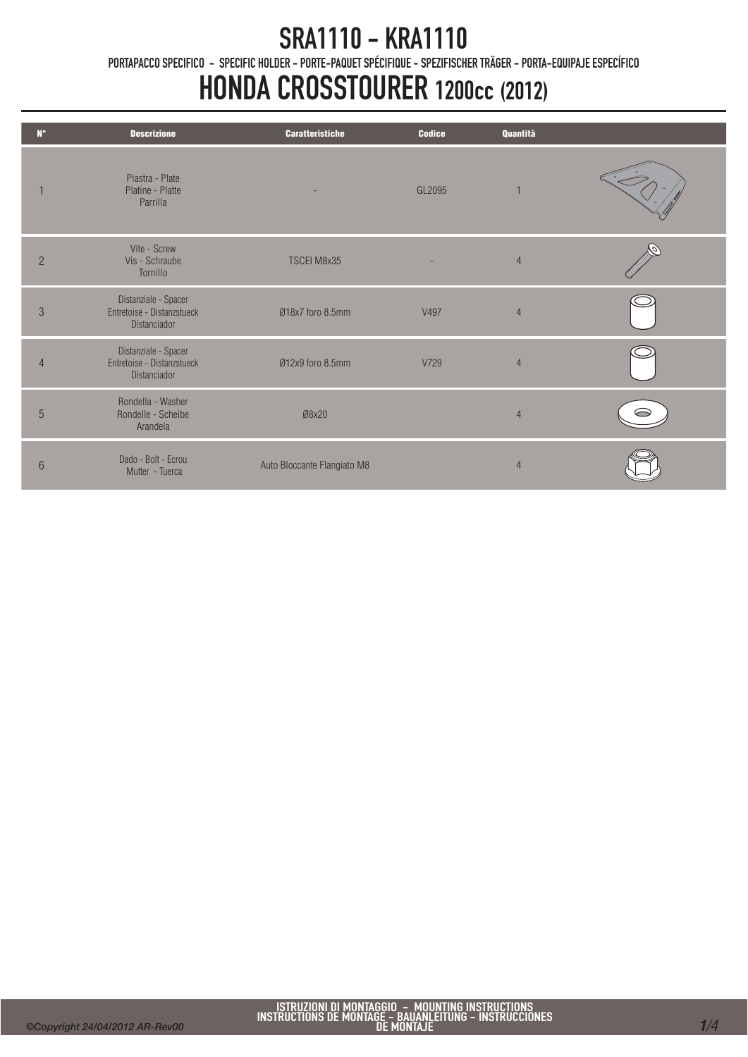# SRA1110 - KRA1110

PORTAPACCO SPECIFICO - SPECIFIC HOLDER - PORTE-PAQUET SPÉCIFIQUE - SPEZIFISCHER TRÄGER - PORTA-EQUIPAJE ESPECÍFICO

# HONDA CROSSTOURER 1200cc (2012)

| N° | Descrizione | Caratteristiche | Codice | Quantità | |
|---|---|---|---|---|---|
| 1 | Piastra - Plate<br>Platine - Platte<br>Parrilla | - | GL2095 | 1 | |
| 2 | Vite - Screw<br>Vis - Schraube<br>Tornillo | TSCEI M8x35 | - | 4 | |
| 3 | Distanziale - Spacer<br>Entretoise - Distanzstueck<br>Distanciador | Ø18x7 foro 8.5mm | V497 | 4 | |
| 4 | Distanziale - Spacer<br>Entretoise - Distanzstueck<br>Distanciador | Ø12x9 foro 8.5mm | V729 | 4 | |
| 5 | Rondella - Washer<br>Rondelle - Scheibe<br>Arandela | Ø8x20 | | 4 | |
| 6 | Dado - Bolt - Ecrou<br>Mutter - Tuerca | Auto Bloccante Flangiato M8 | | 4 | |

ISTRUZIONI DI MONTAGGIO - MOUNTING INSTRUCTIONS
INSTRUCTIONS DE MONTAGE - BAUANLEITUNG - INSTRUCCIONES DE MONTAJE

*©Copyright 24/04/2012 AR-Rev00*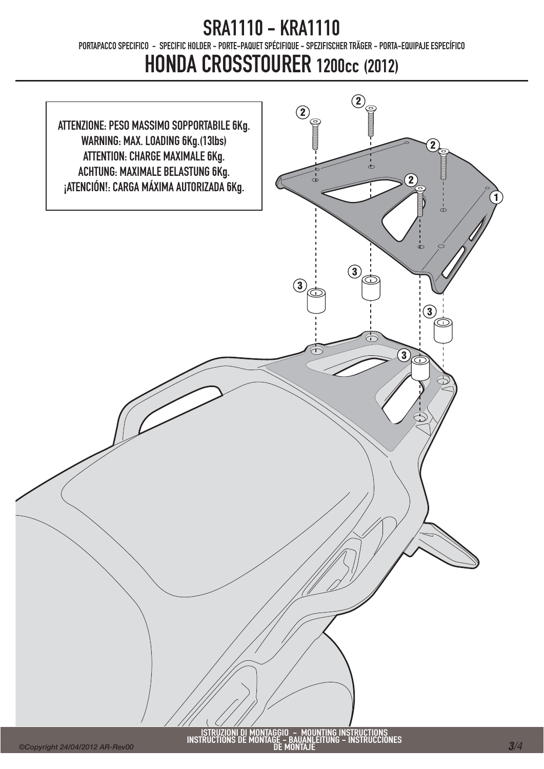# SRA1110 - KRA1110

PORTAPACCO SPECIFICO - SPECIFIC HOLDER - PORTE-PAQUET SPÉCIFIQUE - SPEZIFISCHER TRÄGER - PORTA-EQUIPAJE ESPECÍFICO

# HONDA CROSSTOURER 1200cc (2012)

**ATTENZIONE: PESO MASSIMO SOPPORTABILE 6Kg.**
**WARNING: MAX. LOADING 6Kg.(13lbs)**
**ATTENTION: CHARGE MAXIMALE 6Kg.**
**ACHTUNG: MAXIMALE BELASTUNG 6Kg.**
**¡ATENCIÓN!: CARGA MÁXIMA AUTORIZADA 6Kg.**

1

2 2 2 2

3 3 3 3

ISTRUZIONI DI MONTAGGIO - MOUNTING INSTRUCTIONS
INSTRUCTIONS DE MONTAGE - BAUANLEITUNG - INSTRUCCIONES DE MONTAJE

*©Copyright 24/04/2012 AR-Rev00*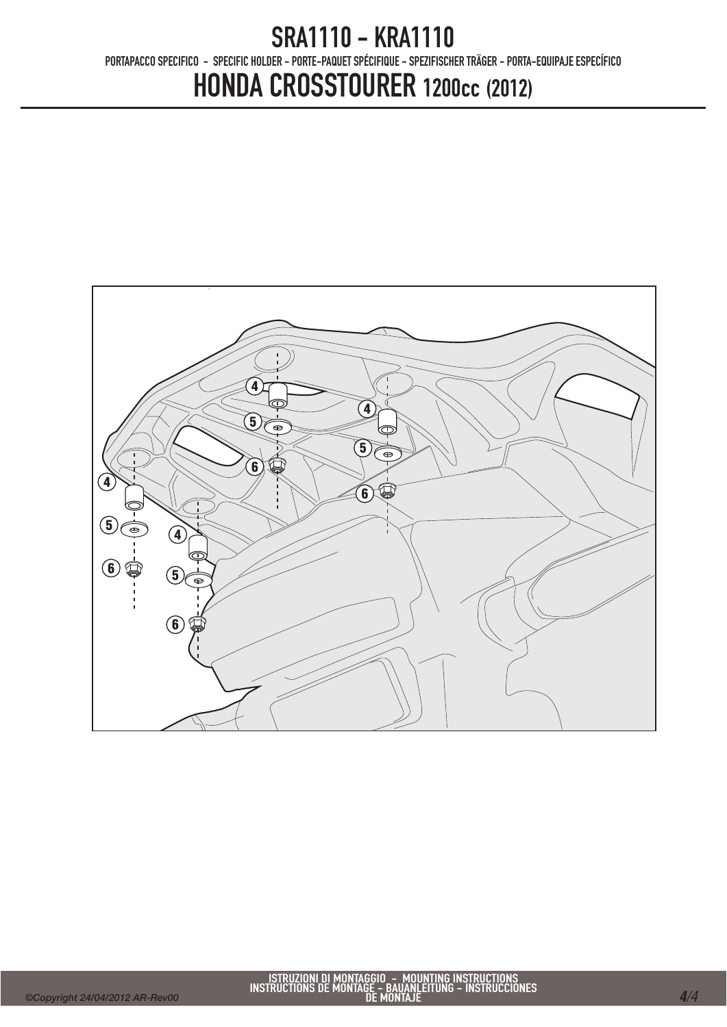# SRA1110 - KRA1110

PORTAPACCO SPECIFICO - SPECIFIC HOLDER - PORTE-PAQUET SPÉCIFIQUE - SPEZIFISCHER TRÄGER - PORTA-EQUIPAJE ESPECÍFICO

# HONDA CROSSTOURER 1200cc (2012)

4
5
6
4
5
6
4
5
6
4
5
6

ISTRUZIONI DI MONTAGGIO - MOUNTING INSTRUCTIONS
INSTRUCTIONS DE MONTAGE - BAUANLEITUNG - INSTRUCCIONES DE MONTAJE

*©Copyright 24/04/2012 AR-Rev00*